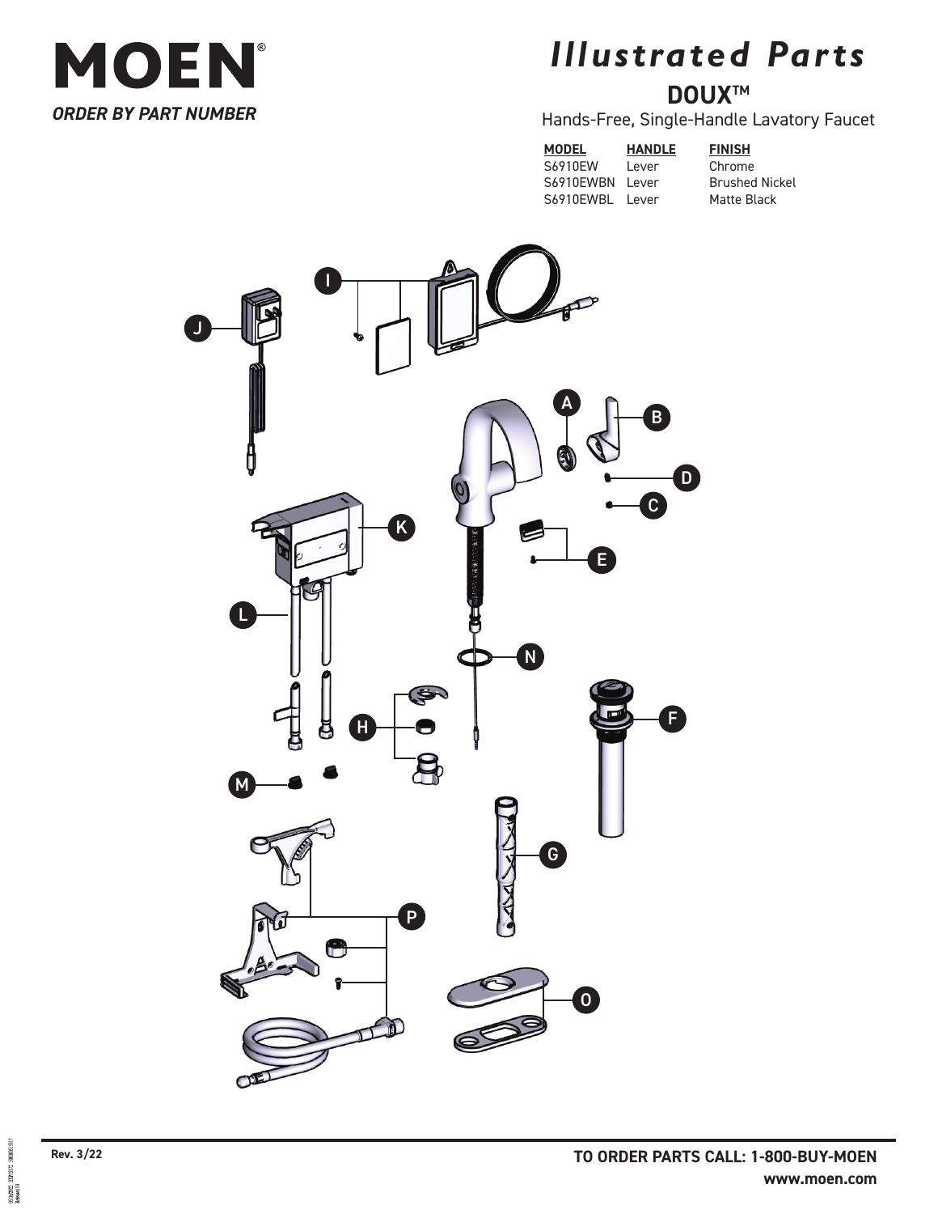# MOEN®

***ORDER BY PART NUMBER***

# *Illustrated Parts*

## DOUX™

Hands-Free, Single-Handle Lavatory Faucet

| MODEL | HANDLE | FINISH |
|---|---|---|
| S6910EW | Lever | Chrome |
| S6910EWBN | Lever | Brushed Nickel |
| S6910EWBL | Lever | Matte Black |

I

J

A

B

D

C

K

E

L

N

F

H

M

G

P

O

**Rev. 3/22**

**TO ORDER PARTS CALL: 1-800-BUY-MOEN**

**www.moen.com**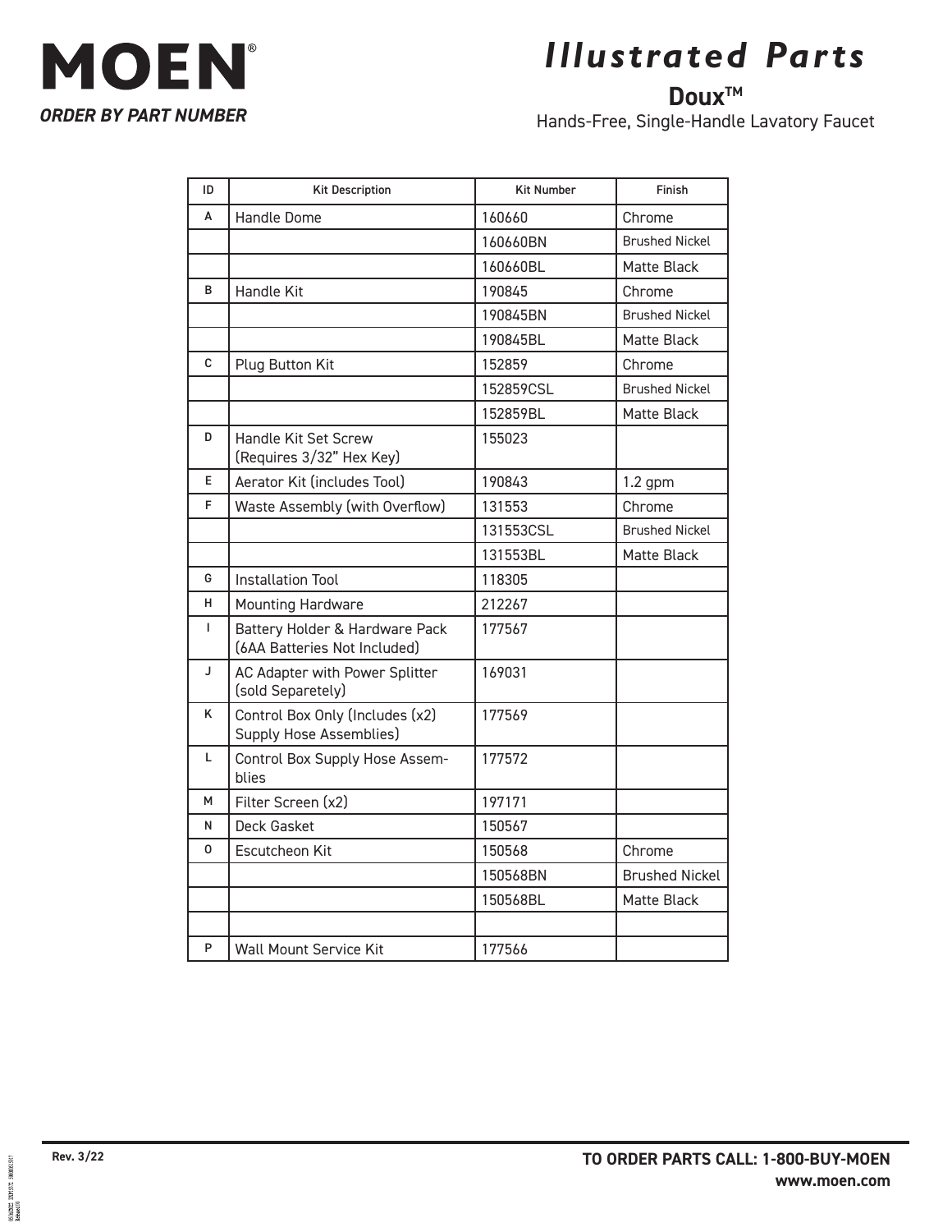# MOEN®

***ORDER BY PART NUMBER***

# *Illustrated Parts*

## Doux™

Hands-Free, Single-Handle Lavatory Faucet

| ID | Kit Description | Kit Number | Finish |
|---|---|---|---|
| A | Handle Dome | 160660 | Chrome |
| | | 160660BN | Brushed Nickel |
| | | 160660BL | Matte Black |
| B | Handle Kit | 190845 | Chrome |
| | | 190845BN | Brushed Nickel |
| | | 190845BL | Matte Black |
| C | Plug Button Kit | 152859 | Chrome |
| | | 152859CSL | Brushed Nickel |
| | | 152859BL | Matte Black |
| D | Handle Kit Set Screw (Requires 3/32" Hex Key) | 155023 | |
| E | Aerator Kit (includes Tool) | 190843 | 1.2 gpm |
| F | Waste Assembly (with Overflow) | 131553 | Chrome |
| | | 131553CSL | Brushed Nickel |
| | | 131553BL | Matte Black |
| G | Installation Tool | 118305 | |
| H | Mounting Hardware | 212267 | |
| I | Battery Holder & Hardware Pack (6AA Batteries Not Included) | 177567 | |
| J | AC Adapter with Power Splitter (sold Separetely) | 169031 | |
| K | Control Box Only (Includes (x2) Supply Hose Assemblies) | 177569 | |
| L | Control Box Supply Hose Assem-blies | 177572 | |
| M | Filter Screen (x2) | 197171 | |
| N | Deck Gasket | 150567 | |
| O | Escutcheon Kit | 150568 | Chrome |
| | | 150568BN | Brushed Nickel |
| | | 150568BL | Matte Black |
| | | | |
| P | Wall Mount Service Kit | 177566 | |

Rev. 3/22

**TO ORDER PARTS CALL: 1-800-BUY-MOEN**
**www.moen.com**